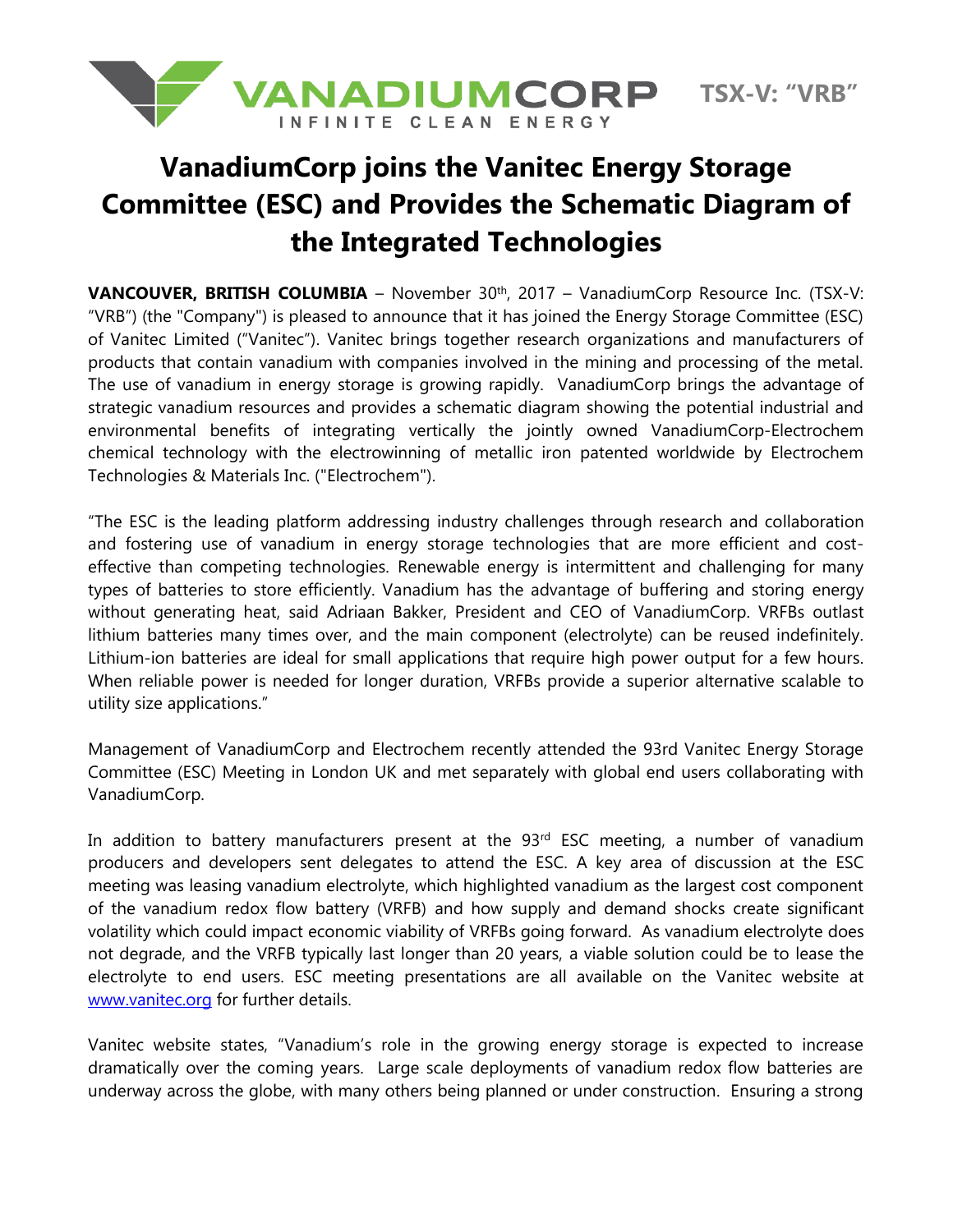VANADIUMCORP
INFINITE CLEAN ENERGY

TSX-V: "VRB"

# VanadiumCorp joins the Vanitec Energy Storage Committee (ESC) and Provides the Schematic Diagram of the Integrated Technologies

**VANCOUVER, BRITISH COLUMBIA** – November 30th, 2017 – VanadiumCorp Resource Inc. (TSX-V: "VRB") (the "Company") is pleased to announce that it has joined the Energy Storage Committee (ESC) of Vanitec Limited ("Vanitec"). Vanitec brings together research organizations and manufacturers of products that contain vanadium with companies involved in the mining and processing of the metal. The use of vanadium in energy storage is growing rapidly. VanadiumCorp brings the advantage of strategic vanadium resources and provides a schematic diagram showing the potential industrial and environmental benefits of integrating vertically the jointly owned VanadiumCorp-Electrochem chemical technology with the electrowinning of metallic iron patented worldwide by Electrochem Technologies & Materials Inc. ("Electrochem").

"The ESC is the leading platform addressing industry challenges through research and collaboration and fostering use of vanadium in energy storage technologies that are more efficient and cost-effective than competing technologies. Renewable energy is intermittent and challenging for many types of batteries to store efficiently. Vanadium has the advantage of buffering and storing energy without generating heat, said Adriaan Bakker, President and CEO of VanadiumCorp. VRFBs outlast lithium batteries many times over, and the main component (electrolyte) can be reused indefinitely. Lithium-ion batteries are ideal for small applications that require high power output for a few hours. When reliable power is needed for longer duration, VRFBs provide a superior alternative scalable to utility size applications."

Management of VanadiumCorp and Electrochem recently attended the 93rd Vanitec Energy Storage Committee (ESC) Meeting in London UK and met separately with global end users collaborating with VanadiumCorp.

In addition to battery manufacturers present at the 93rd ESC meeting, a number of vanadium producers and developers sent delegates to attend the ESC. A key area of discussion at the ESC meeting was leasing vanadium electrolyte, which highlighted vanadium as the largest cost component of the vanadium redox flow battery (VRFB) and how supply and demand shocks create significant volatility which could impact economic viability of VRFBs going forward. As vanadium electrolyte does not degrade, and the VRFB typically last longer than 20 years, a viable solution could be to lease the electrolyte to end users. ESC meeting presentations are all available on the Vanitec website at www.vanitec.org for further details.

Vanitec website states, "Vanadium's role in the growing energy storage is expected to increase dramatically over the coming years. Large scale deployments of vanadium redox flow batteries are underway across the globe, with many others being planned or under construction. Ensuring a strong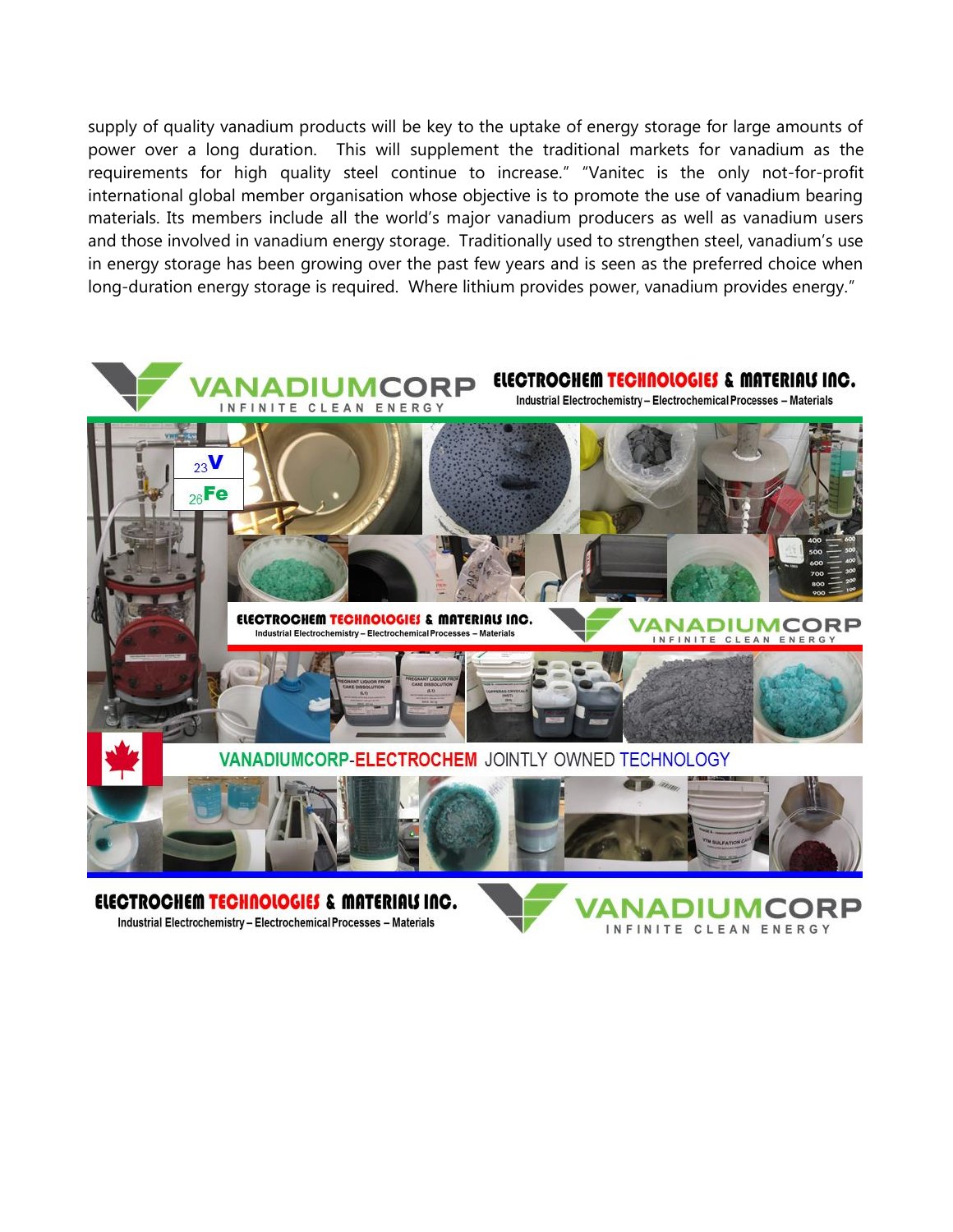supply of quality vanadium products will be key to the uptake of energy storage for large amounts of power over a long duration. This will supplement the traditional markets for vanadium as the requirements for high quality steel continue to increase." "Vanitec is the only not-for-profit international global member organisation whose objective is to promote the use of vanadium bearing materials. Its members include all the world's major vanadium producers as well as vanadium users and those involved in vanadium energy storage. Traditionally used to strengthen steel, vanadium's use in energy storage has been growing over the past few years and is seen as the preferred choice when long-duration energy storage is required. Where lithium provides power, vanadium provides energy."

VANADIUMCORP INFINITE CLEAN ENERGY

ELECTROCHEM TECHNOLOGIES & MATERIALS INC.
Industrial Electrochemistry – Electrochemical Processes – Materials

VANADIUMCORP-ELECTROCHEM JOINTLY OWNED TECHNOLOGY

ELECTROCHEM TECHNOLOGIES & MATERIALS INC.
Industrial Electrochemistry – Electrochemical Processes – Materials

VANADIUMCORP INFINITE CLEAN ENERGY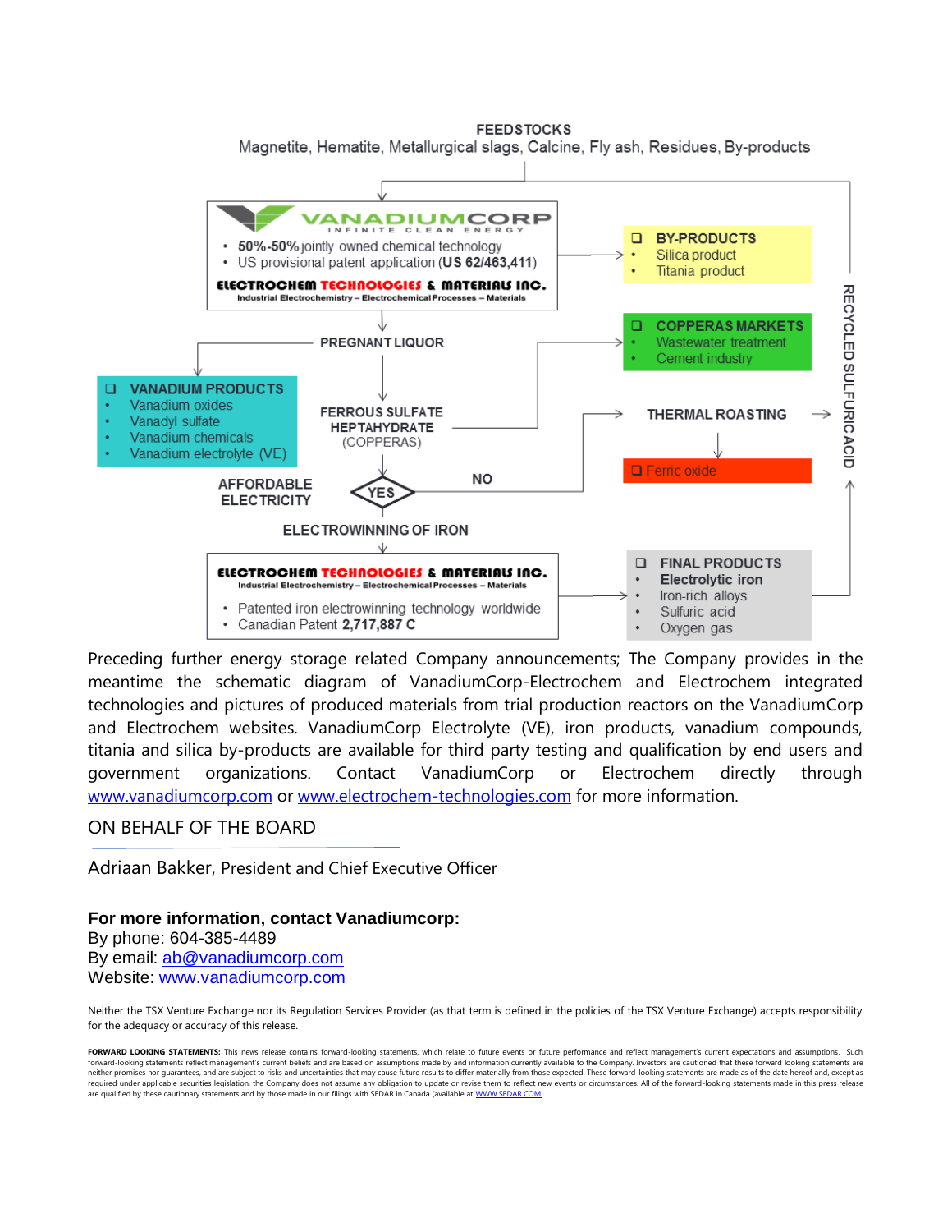FEEDSTOCKS
Magnetite, Hematite, Metallurgical slags, Calcine, Fly ash, Residues, By-products

VANADIUMCORP
INFINITE CLEAN ENERGY
- 50%-50% jointly owned chemical technology
- US provisional patent application (US 62/463,411)

ELECTROCHEM TECHNOLOGIES & MATERIALS INC.
Industrial Electrochemistry – Electrochemical Processes – Materials

BY-PRODUCTS
- Silica product
- Titania product

PREGNANT LIQUOR

COPPERAS MARKETS
- Wastewater treatment
- Cement industry

VANADIUM PRODUCTS
- Vanadium oxides
- Vanadyl sulfate
- Vanadium chemicals
- Vanadium electrolyte (VE)

FERROUS SULFATE HEPTAHYDRATE (COPPERAS)

THERMAL ROASTING

Ferric oxide

RECYCLED SULFURIC ACID

AFFORDABLE ELECTRICITY

YES

NO

ELECTROWINNING OF IRON

ELECTROCHEM TECHNOLOGIES & MATERIALS INC.
Industrial Electrochemistry – Electrochemical Processes – Materials
- Patented iron electrowinning technology worldwide
- Canadian Patent 2,717,887 C

FINAL PRODUCTS
- Electrolytic iron
- Iron-rich alloys
- Sulfuric acid
- Oxygen gas

Preceding further energy storage related Company announcements; The Company provides in the meantime the schematic diagram of VanadiumCorp-Electrochem and Electrochem integrated technologies and pictures of produced materials from trial production reactors on the VanadiumCorp and Electrochem websites. VanadiumCorp Electrolyte (VE), iron products, vanadium compounds, titania and silica by-products are available for third party testing and qualification by end users and government organizations. Contact VanadiumCorp or Electrochem directly through www.vanadiumcorp.com or www.electrochem-technologies.com for more information.

ON BEHALF OF THE BOARD

Adriaan Bakker, President and Chief Executive Officer

**For more information, contact Vanadiumcorp:**
By phone: 604-385-4489
By email: ab@vanadiumcorp.com
Website: www.vanadiumcorp.com

Neither the TSX Venture Exchange nor its Regulation Services Provider (as that term is defined in the policies of the TSX Venture Exchange) accepts responsibility for the adequacy or accuracy of this release.

**FORWARD LOOKING STATEMENTS:** This news release contains forward-looking statements, which relate to future events or future performance and reflect management's current expectations and assumptions. Such forward-looking statements reflect management's current beliefs and are based on assumptions made by and information currently available to the Company. Investors are cautioned that these forward looking statements are neither promises nor guarantees, and are subject to risks and uncertainties that may cause future results to differ materially from those expected. These forward-looking statements are made as of the date hereof and, except as required under applicable securities legislation, the Company does not assume any obligation to update or revise them to reflect new events or circumstances. All of the forward-looking statements made in this press release are qualified by these cautionary statements and by those made in our filings with SEDAR in Canada (available at WWW.SEDAR.COM